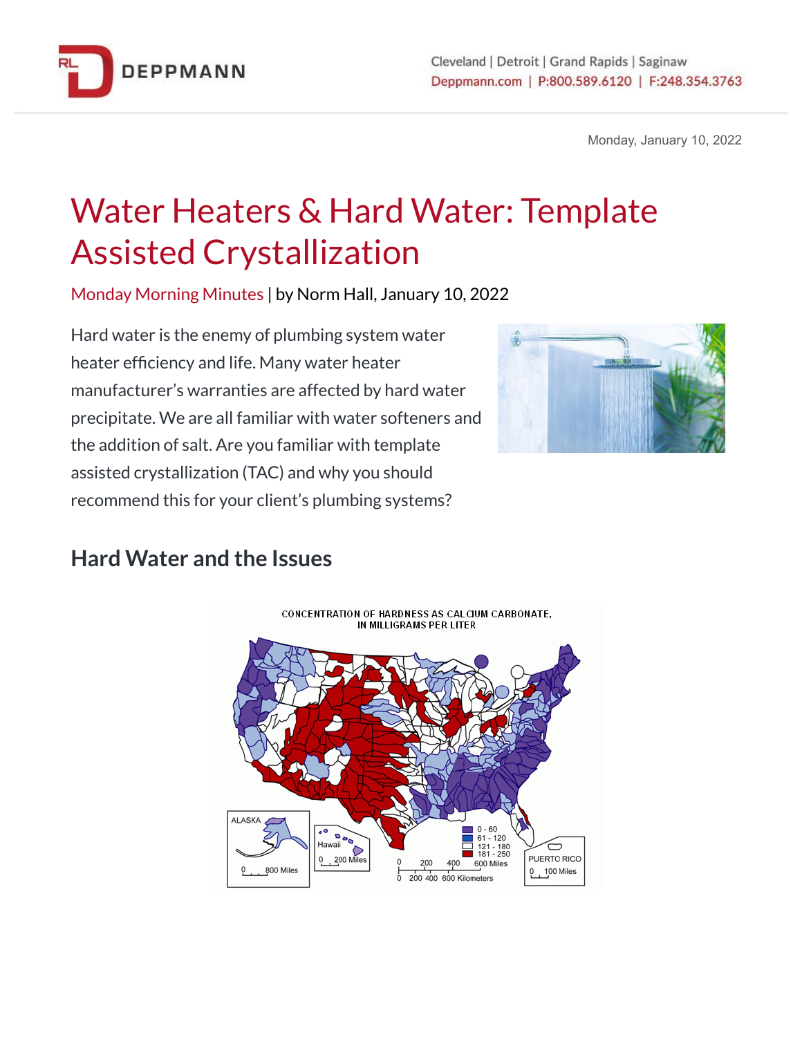Monday, January 10, 2022

# Water Heaters & Hard Water: Template Assisted Crystallization

Monday Morning Minutes | by Norm Hall, January 10, 2022

Hard water is the enemy of plumbing system water heater efficiency and life. Many water heater manufacturer's warranties are affected by hard water precipitate. We are all familiar with water softeners and the addition of salt. Are you familiar with template assisted crystallization (TAC) and why you should recommend this for your client's plumbing systems?

## Hard Water and the Issues

CONCENTRATION OF HARDNESS AS CALCIUM CARBONATE, IN MILLIGRAMS PER LITER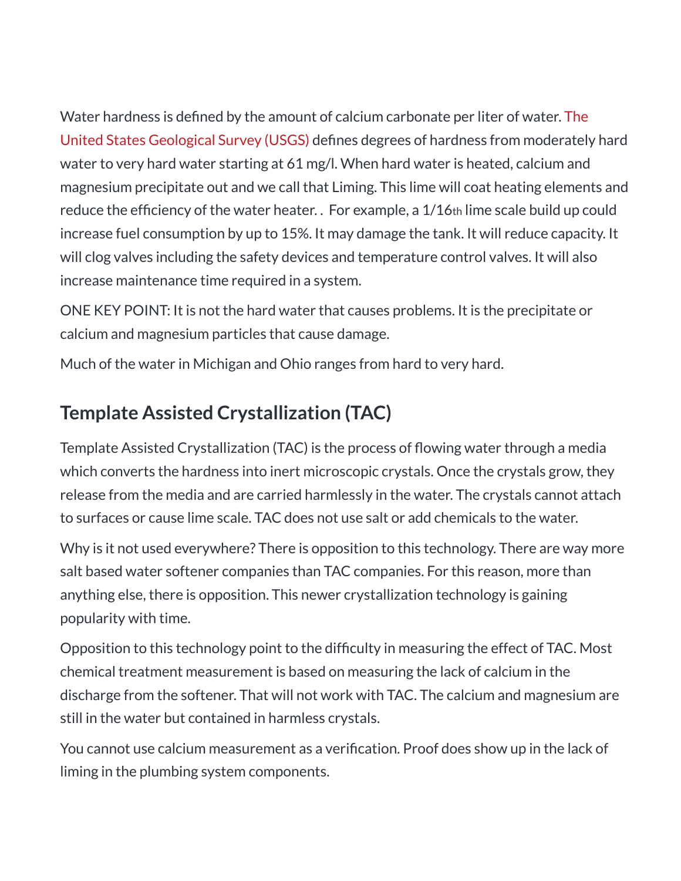Water hardness is defined by the amount of calcium carbonate per liter of water. The United States Geological Survey (USGS) defines degrees of hardness from moderately hard water to very hard water starting at 61 mg/l. When hard water is heated, calcium and magnesium precipitate out and we call that Liming. This lime will coat heating elements and reduce the efficiency of the water heater. .  For example, a 1/16th lime scale build up could increase fuel consumption by up to 15%. It may damage the tank. It will reduce capacity. It will clog valves including the safety devices and temperature control valves. It will also increase maintenance time required in a system.

ONE KEY POINT: It is not the hard water that causes problems. It is the precipitate or calcium and magnesium particles that cause damage.

Much of the water in Michigan and Ohio ranges from hard to very hard.

## Template Assisted Crystallization (TAC)

Template Assisted Crystallization (TAC) is the process of flowing water through a media which converts the hardness into inert microscopic crystals. Once the crystals grow, they release from the media and are carried harmlessly in the water. The crystals cannot attach to surfaces or cause lime scale. TAC does not use salt or add chemicals to the water.

Why is it not used everywhere? There is opposition to this technology. There are way more salt based water softener companies than TAC companies. For this reason, more than anything else, there is opposition. This newer crystallization technology is gaining popularity with time.

Opposition to this technology point to the difficulty in measuring the effect of TAC. Most chemical treatment measurement is based on measuring the lack of calcium in the discharge from the softener. That will not work with TAC. The calcium and magnesium are still in the water but contained in harmless crystals.

You cannot use calcium measurement as a verification. Proof does show up in the lack of liming in the plumbing system components.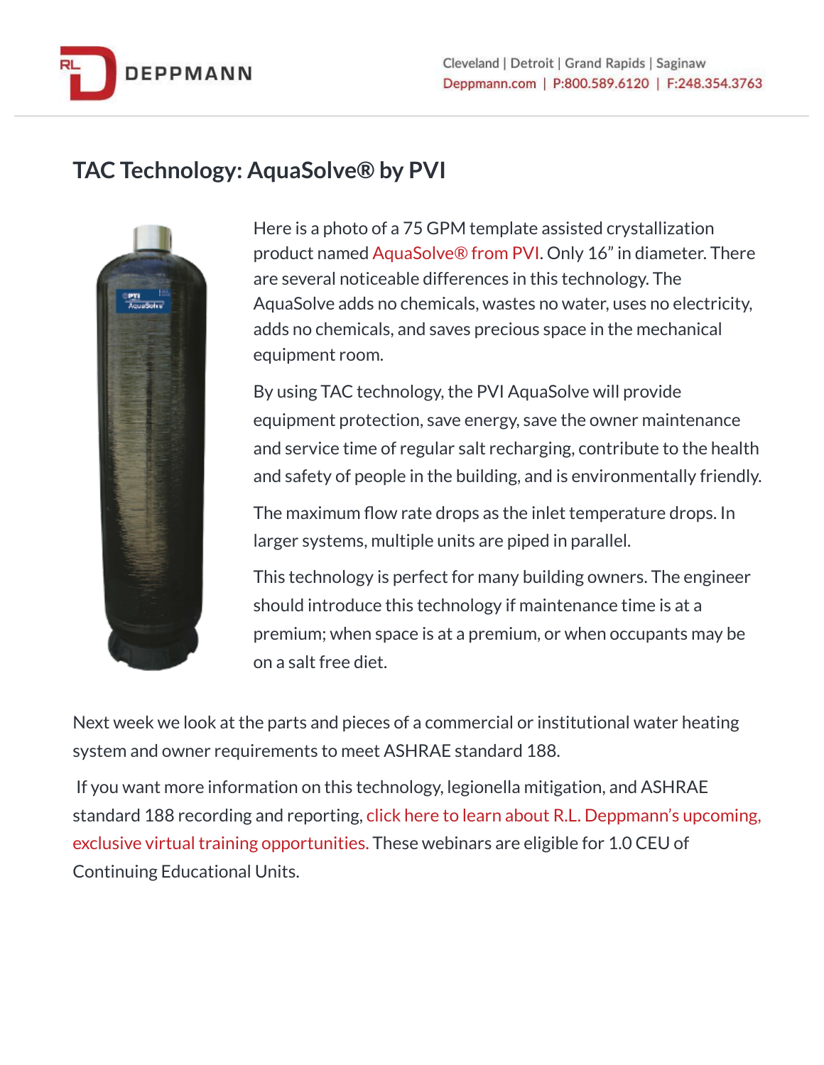## TAC Technology: AquaSolve® by PVI

Here is a photo of a 75 GPM template assisted crystallization product named AquaSolve® from PVI. Only 16" in diameter. There are several noticeable differences in this technology. The AquaSolve adds no chemicals, wastes no water, uses no electricity, adds no chemicals, and saves precious space in the mechanical equipment room.

By using TAC technology, the PVI AquaSolve will provide equipment protection, save energy, save the owner maintenance and service time of regular salt recharging, contribute to the health and safety of people in the building, and is environmentally friendly.

The maximum flow rate drops as the inlet temperature drops. In larger systems, multiple units are piped in parallel.

This technology is perfect for many building owners. The engineer should introduce this technology if maintenance time is at a premium; when space is at a premium, or when occupants may be on a salt free diet.

Next week we look at the parts and pieces of a commercial or institutional water heating system and owner requirements to meet ASHRAE standard 188.

If you want more information on this technology, legionella mitigation, and ASHRAE standard 188 recording and reporting, click here to learn about R.L. Deppmann's upcoming, exclusive virtual training opportunities. These webinars are eligible for 1.0 CEU of Continuing Educational Units.